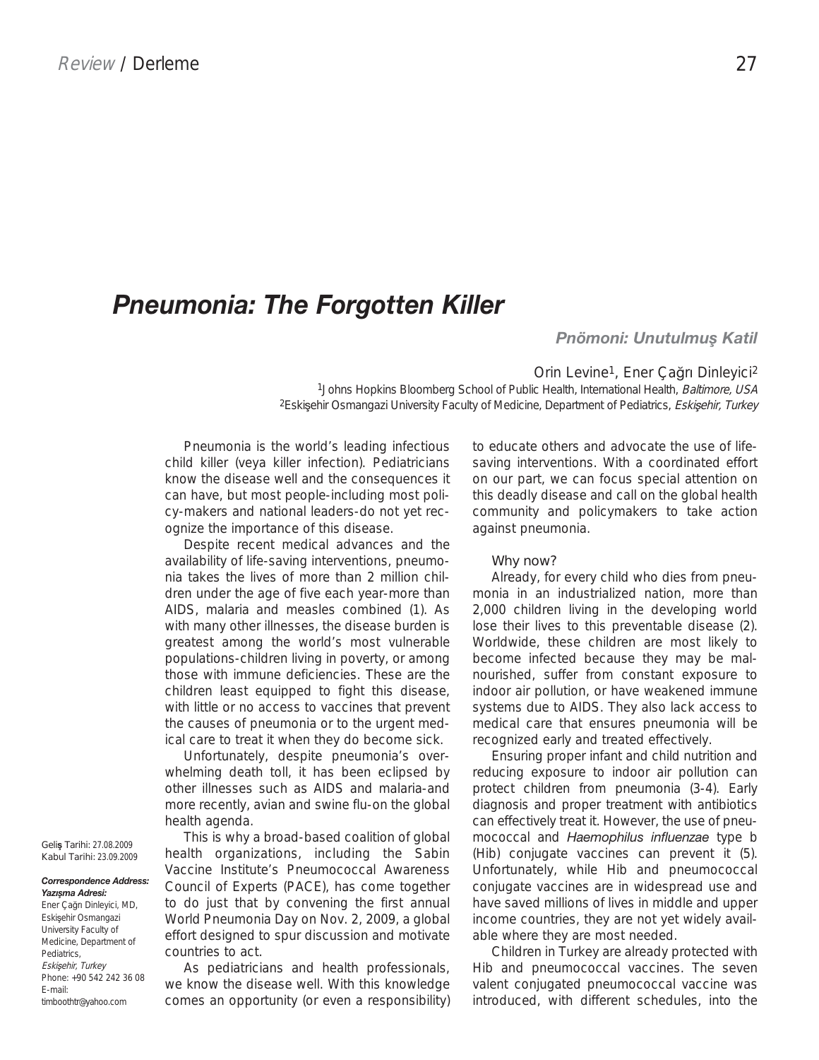Review / Derleme

# Pneumonia: The Forgotten Killer

## Pnömoni: Unutulmuş Katil

Orin Levine[1], Ener Çağrı Dinleyici[2]

[1]Johns Hopkins Bloomberg School of Public Health, International Health, *Baltimore, USA*
[2]Eskişehir Osmangazi University Faculty of Medicine, Department of Pediatrics, *Eskişehir, Turkey*

Pneumonia is the world's leading infectious child killer (veya killer infection). Pediatricians know the disease well and the consequences it can have, but most people-including most policy-makers and national leaders-do not yet recognize the importance of this disease.

Despite recent medical advances and the availability of life-saving interventions, pneumonia takes the lives of more than 2 million children under the age of five each year-more than AIDS, malaria and measles combined (1). As with many other illnesses, the disease burden is greatest among the world's most vulnerable populations-children living in poverty, or among those with immune deficiencies. These are the children least equipped to fight this disease, with little or no access to vaccines that prevent the causes of pneumonia or to the urgent medical care to treat it when they do become sick.

Unfortunately, despite pneumonia's overwhelming death toll, it has been eclipsed by other illnesses such as AIDS and malaria-and more recently, avian and swine flu-on the global health agenda.

This is why a broad-based coalition of global health organizations, including the Sabin Vaccine Institute's Pneumococcal Awareness Council of Experts (PACE), has come together to do just that by convening the first annual World Pneumonia Day on Nov. 2, 2009, a global effort designed to spur discussion and motivate countries to act.

As pediatricians and health professionals, we know the disease well. With this knowledge comes an opportunity (or even a responsibility) to educate others and advocate the use of life-saving interventions. With a coordinated effort on our part, we can focus special attention on this deadly disease and call on the global health community and policymakers to take action against pneumonia.

### Why now?

Already, for every child who dies from pneumonia in an industrialized nation, more than 2,000 children living in the developing world lose their lives to this preventable disease (2). Worldwide, these children are most likely to become infected because they may be malnourished, suffer from constant exposure to indoor air pollution, or have weakened immune systems due to AIDS. They also lack access to medical care that ensures pneumonia will be recognized early and treated effectively.

Ensuring proper infant and child nutrition and reducing exposure to indoor air pollution can protect children from pneumonia (3-4). Early diagnosis and proper treatment with antibiotics can effectively treat it. However, the use of pneumococcal and *Haemophilus influenzae* type b (Hib) conjugate vaccines can prevent it (5). Unfortunately, while Hib and pneumococcal conjugate vaccines are in widespread use and have saved millions of lives in middle and upper income countries, they are not yet widely available where they are most needed.

Children in Turkey are already protected with Hib and pneumococcal vaccines. The seven valent conjugated pneumococcal vaccine was introduced, with different schedules, into the

Geliş Tarihi: 27.08.2009
Kabul Tarihi: 23.09.2009

***Correspondence Address: Yazışma Adresi:***
Ener Çağrı Dinleyici, MD, Eskişehir Osmangazi University Faculty of Medicine, Department of Pediatrics, *Eskişehir, Turkey*
Phone: +90 542 242 36 08
E-mail: timboothtr@yahoo.com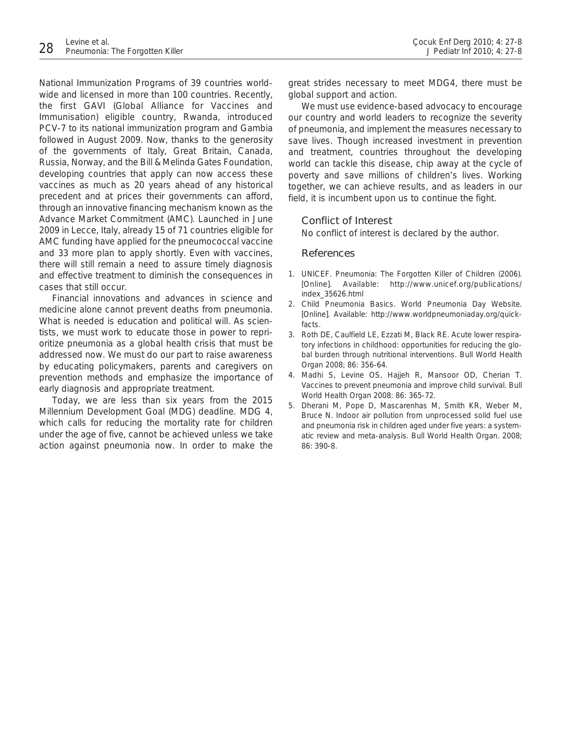National Immunization Programs of 39 countries worldwide and licensed in more than 100 countries. Recently, the first GAVI (Global Alliance for Vaccines and Immunisation) eligible country, Rwanda, introduced PCV-7 to its national immunization program and Gambia followed in August 2009. Now, thanks to the generosity of the governments of Italy, Great Britain, Canada, Russia, Norway, and the Bill & Melinda Gates Foundation, developing countries that apply can now access these vaccines as much as 20 years ahead of any historical precedent and at prices their governments can afford, through an innovative financing mechanism known as the Advance Market Commitment (AMC). Launched in June 2009 in Lecce, Italy, already 15 of 71 countries eligible for AMC funding have applied for the pneumococcal vaccine and 33 more plan to apply shortly. Even with vaccines, there will still remain a need to assure timely diagnosis and effective treatment to diminish the consequences in cases that still occur.

Financial innovations and advances in science and medicine alone cannot prevent deaths from pneumonia. What is needed is education and political will. As scientists, we must work to educate those in power to reprioritize pneumonia as a global health crisis that must be addressed now. We must do our part to raise awareness by educating policymakers, parents and caregivers on prevention methods and emphasize the importance of early diagnosis and appropriate treatment.

Today, we are less than six years from the 2015 Millennium Development Goal (MDG) deadline. MDG 4, which calls for reducing the mortality rate for children under the age of five, cannot be achieved unless we take action against pneumonia now. In order to make the great strides necessary to meet MDG4, there must be global support and action.

We must use evidence-based advocacy to encourage our country and world leaders to recognize the severity of pneumonia, and implement the measures necessary to save lives. Though increased investment in prevention and treatment, countries throughout the developing world can tackle this disease, chip away at the cycle of poverty and save millions of children's lives. Working together, we can achieve results, and as leaders in our field, it is incumbent upon us to continue the fight.

## Conflict of Interest

No conflict of interest is declared by the author.

## References

1. UNICEF. Pneumonia: The Forgotten Killer of Children (2006). [Online]. Available: http://www.unicef.org/publications/index_35626.html
2. Child Pneumonia Basics. World Pneumonia Day Website. [Online]. Available: http://www.worldpneumoniaday.org/quick-facts.
3. Roth DE, Caulfield LE, Ezzati M, Black RE. Acute lower respiratory infections in childhood: opportunities for reducing the global burden through nutritional interventions. Bull World Health Organ 2008; 86: 356-64.
4. Madhi S, Levine OS, Hajjeh R, Mansoor OD, Cherian T. Vaccines to prevent pneumonia and improve child survival. Bull World Health Organ 2008: 86: 365-72.
5. Dherani M, Pope D, Mascarenhas M, Smith KR, Weber M, Bruce N. Indoor air pollution from unprocessed solid fuel use and pneumonia risk in children aged under five years: a systematic review and meta-analysis. Bull World Health Organ. 2008; 86: 390-8.